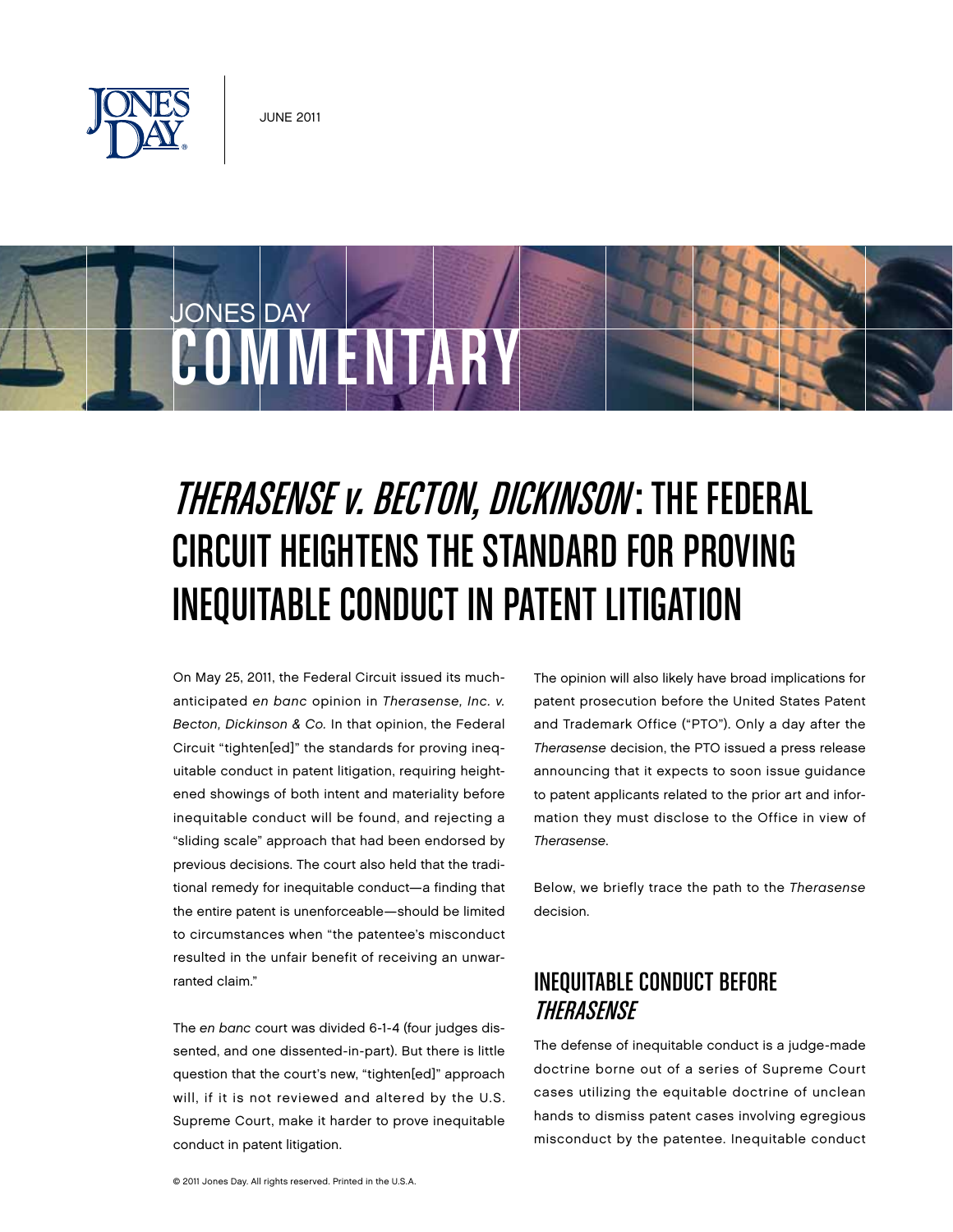JUNE 2011

JONES DAY COMMENTARY

# *THERASENSE v. BECTON, DICKINSON*: THE FEDERAL CIRCUIT HEIGHTENS THE STANDARD FOR PROVING INEQUITABLE CONDUCT IN PATENT LITIGATION

On May 25, 2011, the Federal Circuit issued its much-anticipated *en banc* opinion in *Therasense, Inc. v. Becton, Dickinson & Co.* In that opinion, the Federal Circuit "tighten[ed]" the standards for proving inequitable conduct in patent litigation, requiring heightened showings of both intent and materiality before inequitable conduct will be found, and rejecting a "sliding scale" approach that had been endorsed by previous decisions. The court also held that the traditional remedy for inequitable conduct—a finding that the entire patent is unenforceable—should be limited to circumstances when "the patentee's misconduct resulted in the unfair benefit of receiving an unwarranted claim."

The *en banc* court was divided 6-1-4 (four judges dissented, and one dissented-in-part). But there is little question that the court's new, "tighten[ed]" approach will, if it is not reviewed and altered by the U.S. Supreme Court, make it harder to prove inequitable conduct in patent litigation.

The opinion will also likely have broad implications for patent prosecution before the United States Patent and Trademark Office ("PTO"). Only a day after the *Therasense* decision, the PTO issued a press release announcing that it expects to soon issue guidance to patent applicants related to the prior art and information they must disclose to the Office in view of *Therasense*.

Below, we briefly trace the path to the *Therasense* decision.

## INEQUITABLE CONDUCT BEFORE *THERASENSE*

The defense of inequitable conduct is a judge-made doctrine borne out of a series of Supreme Court cases utilizing the equitable doctrine of unclean hands to dismiss patent cases involving egregious misconduct by the patentee. Inequitable conduct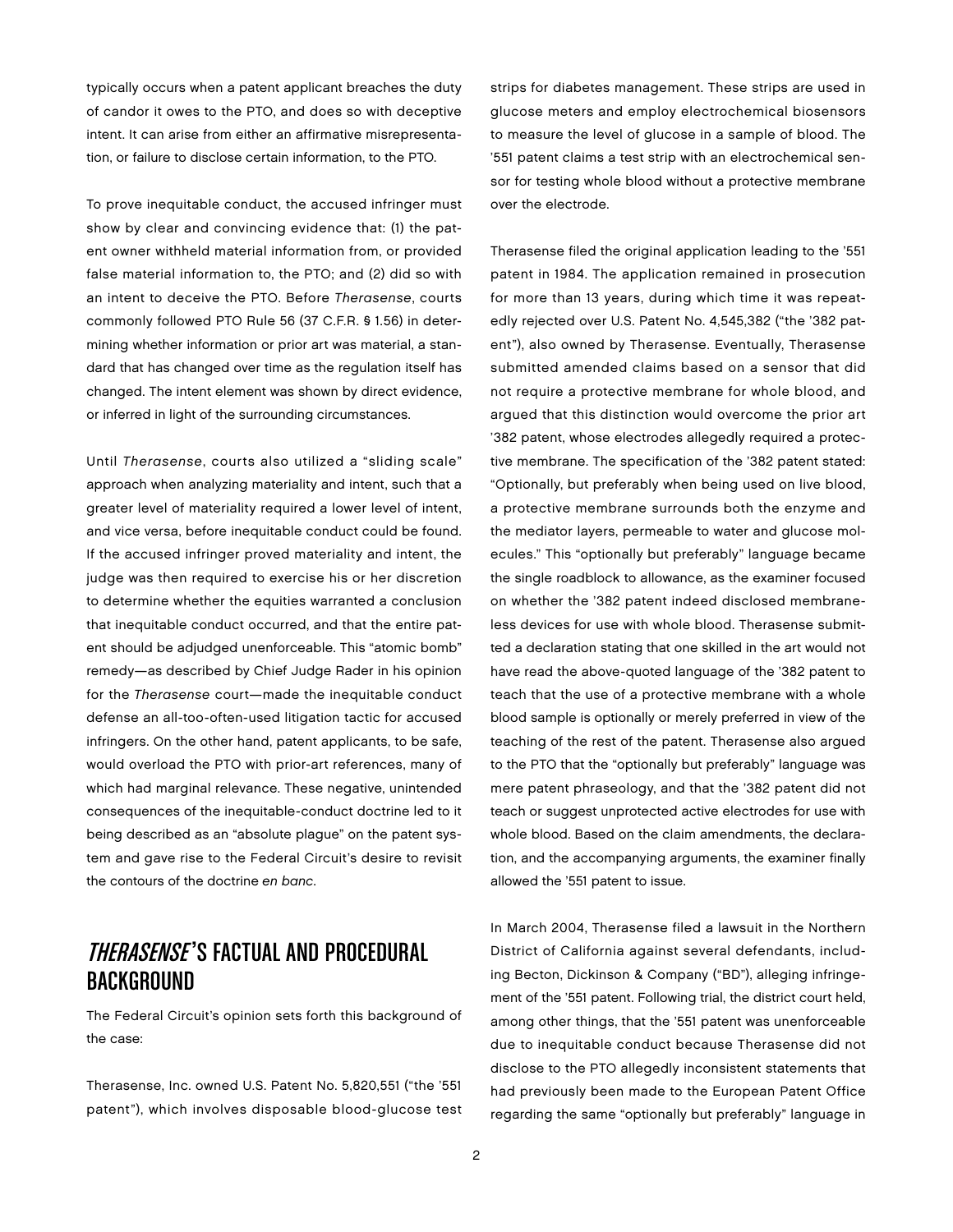typically occurs when a patent applicant breaches the duty of candor it owes to the PTO, and does so with deceptive intent. It can arise from either an affirmative misrepresentation, or failure to disclose certain information, to the PTO.

To prove inequitable conduct, the accused infringer must show by clear and convincing evidence that: (1) the patent owner withheld material information from, or provided false material information to, the PTO; and (2) did so with an intent to deceive the PTO. Before *Therasense*, courts commonly followed PTO Rule 56 (37 C.F.R. § 1.56) in determining whether information or prior art was material, a standard that has changed over time as the regulation itself has changed. The intent element was shown by direct evidence, or inferred in light of the surrounding circumstances.

Until *Therasense*, courts also utilized a "sliding scale" approach when analyzing materiality and intent, such that a greater level of materiality required a lower level of intent, and vice versa, before inequitable conduct could be found. If the accused infringer proved materiality and intent, the judge was then required to exercise his or her discretion to determine whether the equities warranted a conclusion that inequitable conduct occurred, and that the entire patent should be adjudged unenforceable. This "atomic bomb" remedy—as described by Chief Judge Rader in his opinion for the *Therasense* court—made the inequitable conduct defense an all-too-often-used litigation tactic for accused infringers. On the other hand, patent applicants, to be safe, would overload the PTO with prior-art references, many of which had marginal relevance. These negative, unintended consequences of the inequitable-conduct doctrine led to it being described as an "absolute plague" on the patent system and gave rise to the Federal Circuit's desire to revisit the contours of the doctrine *en banc*.

## *THERASENSE*'S FACTUAL AND PROCEDURAL BACKGROUND

The Federal Circuit's opinion sets forth this background of the case:

Therasense, Inc. owned U.S. Patent No. 5,820,551 ("the '551 patent"), which involves disposable blood-glucose test strips for diabetes management. These strips are used in glucose meters and employ electrochemical biosensors to measure the level of glucose in a sample of blood. The '551 patent claims a test strip with an electrochemical sensor for testing whole blood without a protective membrane over the electrode.

Therasense filed the original application leading to the '551 patent in 1984. The application remained in prosecution for more than 13 years, during which time it was repeatedly rejected over U.S. Patent No. 4,545,382 ("the '382 patent"), also owned by Therasense. Eventually, Therasense submitted amended claims based on a sensor that did not require a protective membrane for whole blood, and argued that this distinction would overcome the prior art '382 patent, whose electrodes allegedly required a protective membrane. The specification of the '382 patent stated: "Optionally, but preferably when being used on live blood, a protective membrane surrounds both the enzyme and the mediator layers, permeable to water and glucose molecules." This "optionally but preferably" language became the single roadblock to allowance, as the examiner focused on whether the '382 patent indeed disclosed membraneless devices for use with whole blood. Therasense submitted a declaration stating that one skilled in the art would not have read the above-quoted language of the '382 patent to teach that the use of a protective membrane with a whole blood sample is optionally or merely preferred in view of the teaching of the rest of the patent. Therasense also argued to the PTO that the "optionally but preferably" language was mere patent phraseology, and that the '382 patent did not teach or suggest unprotected active electrodes for use with whole blood. Based on the claim amendments, the declaration, and the accompanying arguments, the examiner finally allowed the '551 patent to issue.

In March 2004, Therasense filed a lawsuit in the Northern District of California against several defendants, including Becton, Dickinson & Company ("BD"), alleging infringement of the '551 patent. Following trial, the district court held, among other things, that the '551 patent was unenforceable due to inequitable conduct because Therasense did not disclose to the PTO allegedly inconsistent statements that had previously been made to the European Patent Office regarding the same "optionally but preferably" language in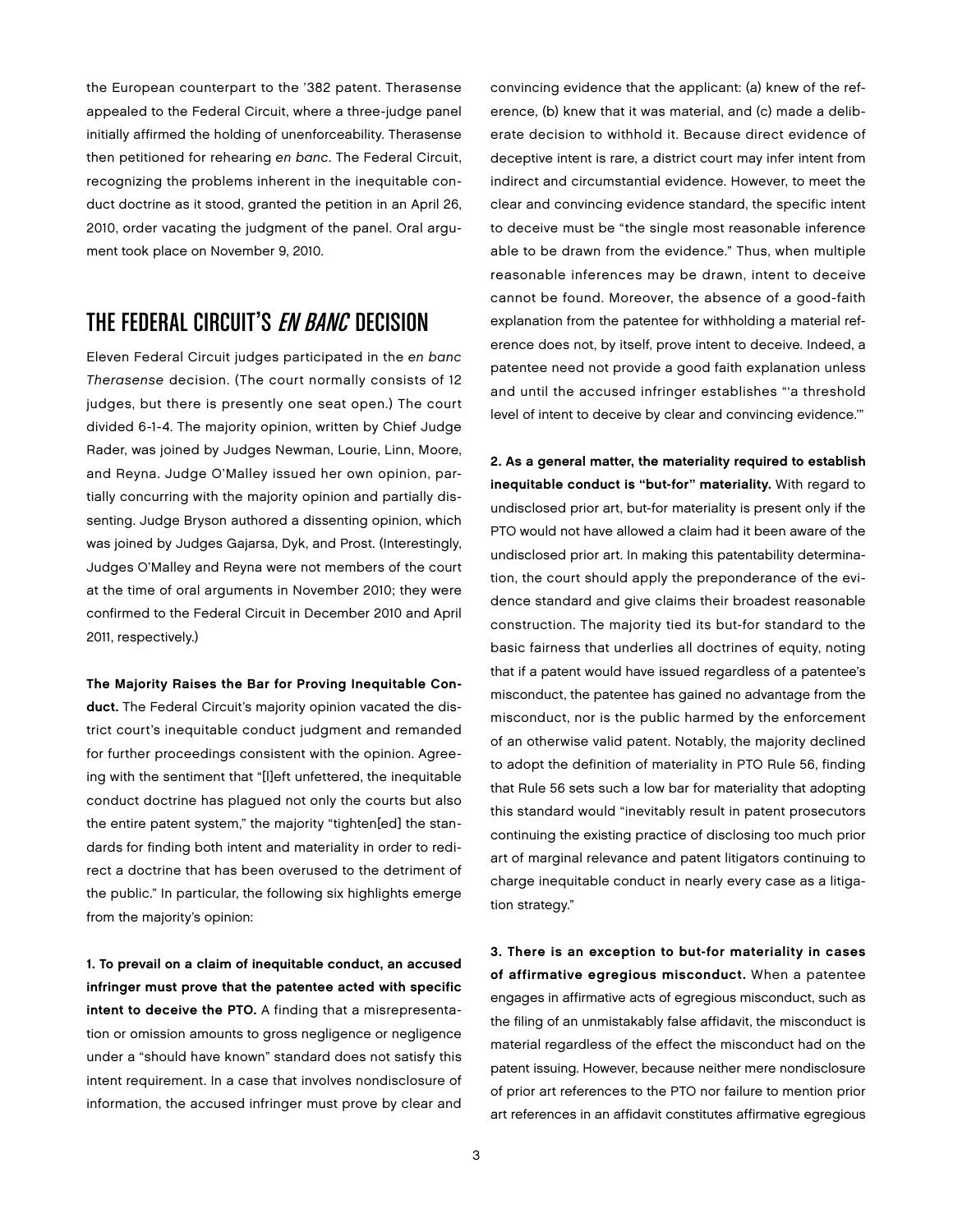the European counterpart to the '382 patent. Therasense appealed to the Federal Circuit, where a three-judge panel initially affirmed the holding of unenforceability. Therasense then petitioned for rehearing *en banc*. The Federal Circuit, recognizing the problems inherent in the inequitable conduct doctrine as it stood, granted the petition in an April 26, 2010, order vacating the judgment of the panel. Oral argument took place on November 9, 2010.

## THE FEDERAL CIRCUIT'S *EN BANC* DECISION

Eleven Federal Circuit judges participated in the *en banc Therasense* decision. (The court normally consists of 12 judges, but there is presently one seat open.) The court divided 6-1-4. The majority opinion, written by Chief Judge Rader, was joined by Judges Newman, Lourie, Linn, Moore, and Reyna. Judge O'Malley issued her own opinion, partially concurring with the majority opinion and partially dissenting. Judge Bryson authored a dissenting opinion, which was joined by Judges Gajarsa, Dyk, and Prost. (Interestingly, Judges O'Malley and Reyna were not members of the court at the time of oral arguments in November 2010; they were confirmed to the Federal Circuit in December 2010 and April 2011, respectively.)

**The Majority Raises the Bar for Proving Inequitable Conduct.** The Federal Circuit's majority opinion vacated the district court's inequitable conduct judgment and remanded for further proceedings consistent with the opinion. Agreeing with the sentiment that "[l]eft unfettered, the inequitable conduct doctrine has plagued not only the courts but also the entire patent system," the majority "tighten[ed] the standards for finding both intent and materiality in order to redirect a doctrine that has been overused to the detriment of the public." In particular, the following six highlights emerge from the majority's opinion:

**1. To prevail on a claim of inequitable conduct, an accused infringer must prove that the patentee acted with specific intent to deceive the PTO.** A finding that a misrepresentation or omission amounts to gross negligence or negligence under a "should have known" standard does not satisfy this intent requirement. In a case that involves nondisclosure of information, the accused infringer must prove by clear and convincing evidence that the applicant: (a) knew of the reference, (b) knew that it was material, and (c) made a deliberate decision to withhold it. Because direct evidence of deceptive intent is rare, a district court may infer intent from indirect and circumstantial evidence. However, to meet the clear and convincing evidence standard, the specific intent to deceive must be "the single most reasonable inference able to be drawn from the evidence." Thus, when multiple reasonable inferences may be drawn, intent to deceive cannot be found. Moreover, the absence of a good-faith explanation from the patentee for withholding a material reference does not, by itself, prove intent to deceive. Indeed, a patentee need not provide a good faith explanation unless and until the accused infringer establishes "'a threshold level of intent to deceive by clear and convincing evidence.'"

**2. As a general matter, the materiality required to establish inequitable conduct is "but-for" materiality.** With regard to undisclosed prior art, but-for materiality is present only if the PTO would not have allowed a claim had it been aware of the undisclosed prior art. In making this patentability determination, the court should apply the preponderance of the evidence standard and give claims their broadest reasonable construction. The majority tied its but-for standard to the basic fairness that underlies all doctrines of equity, noting that if a patent would have issued regardless of a patentee's misconduct, the patentee has gained no advantage from the misconduct, nor is the public harmed by the enforcement of an otherwise valid patent. Notably, the majority declined to adopt the definition of materiality in PTO Rule 56, finding that Rule 56 sets such a low bar for materiality that adopting this standard would "inevitably result in patent prosecutors continuing the existing practice of disclosing too much prior art of marginal relevance and patent litigators continuing to charge inequitable conduct in nearly every case as a litigation strategy."

**3. There is an exception to but-for materiality in cases of affirmative egregious misconduct.** When a patentee engages in affirmative acts of egregious misconduct, such as the filing of an unmistakably false affidavit, the misconduct is material regardless of the effect the misconduct had on the patent issuing. However, because neither mere nondisclosure of prior art references to the PTO nor failure to mention prior art references in an affidavit constitutes affirmative egregious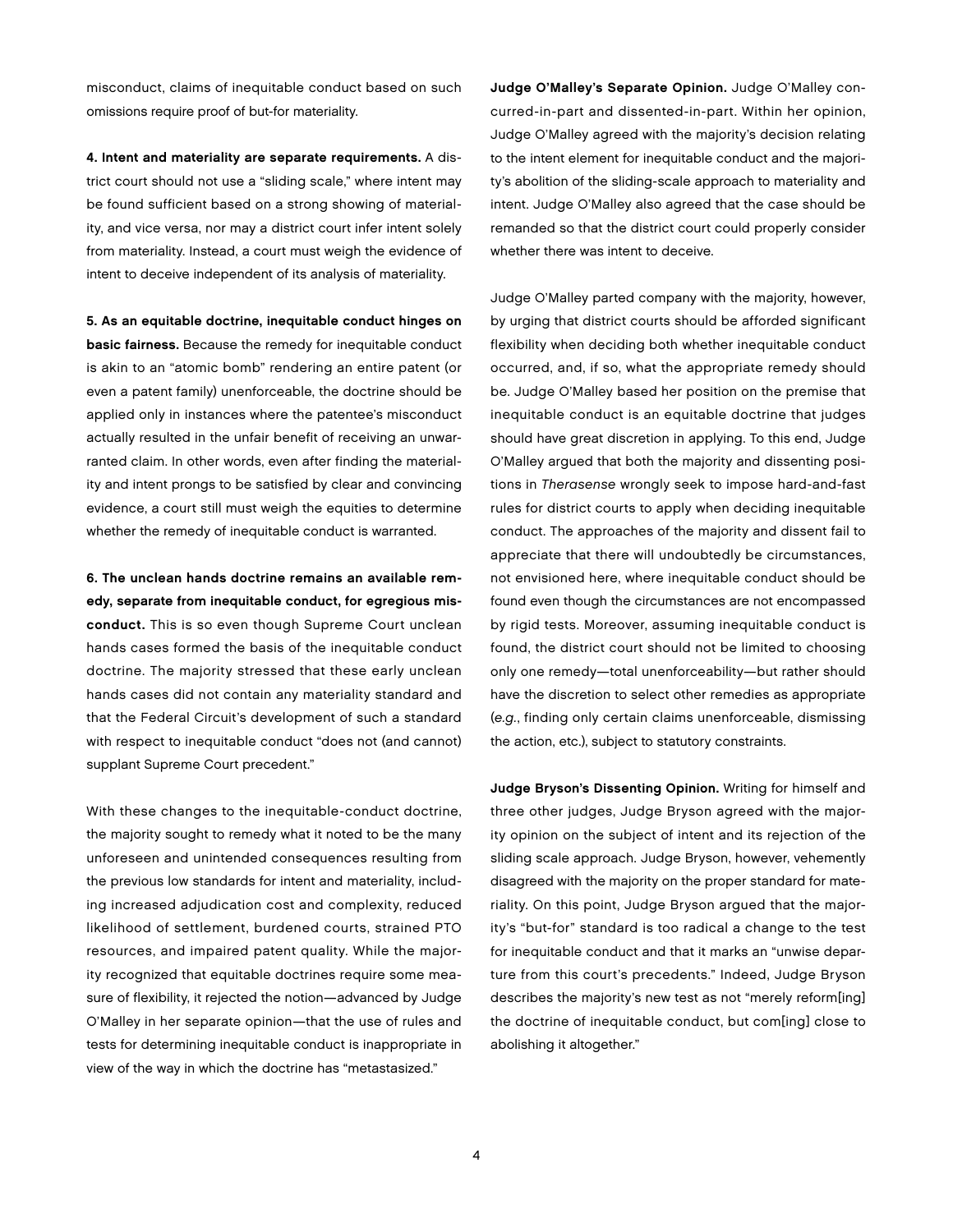misconduct, claims of inequitable conduct based on such omissions require proof of but-for materiality.

**4. Intent and materiality are separate requirements.** A district court should not use a "sliding scale," where intent may be found sufficient based on a strong showing of materiality, and vice versa, nor may a district court infer intent solely from materiality. Instead, a court must weigh the evidence of intent to deceive independent of its analysis of materiality.

**5. As an equitable doctrine, inequitable conduct hinges on basic fairness.** Because the remedy for inequitable conduct is akin to an "atomic bomb" rendering an entire patent (or even a patent family) unenforceable, the doctrine should be applied only in instances where the patentee's misconduct actually resulted in the unfair benefit of receiving an unwarranted claim. In other words, even after finding the materiality and intent prongs to be satisfied by clear and convincing evidence, a court still must weigh the equities to determine whether the remedy of inequitable conduct is warranted.

**6. The unclean hands doctrine remains an available remedy, separate from inequitable conduct, for egregious misconduct.** This is so even though Supreme Court unclean hands cases formed the basis of the inequitable conduct doctrine. The majority stressed that these early unclean hands cases did not contain any materiality standard and that the Federal Circuit's development of such a standard with respect to inequitable conduct "does not (and cannot) supplant Supreme Court precedent."

With these changes to the inequitable-conduct doctrine, the majority sought to remedy what it noted to be the many unforeseen and unintended consequences resulting from the previous low standards for intent and materiality, including increased adjudication cost and complexity, reduced likelihood of settlement, burdened courts, strained PTO resources, and impaired patent quality. While the majority recognized that equitable doctrines require some measure of flexibility, it rejected the notion—advanced by Judge O'Malley in her separate opinion—that the use of rules and tests for determining inequitable conduct is inappropriate in view of the way in which the doctrine has "metastasized."

**Judge O'Malley's Separate Opinion.** Judge O'Malley concurred-in-part and dissented-in-part. Within her opinion, Judge O'Malley agreed with the majority's decision relating to the intent element for inequitable conduct and the majority's abolition of the sliding-scale approach to materiality and intent. Judge O'Malley also agreed that the case should be remanded so that the district court could properly consider whether there was intent to deceive.

Judge O'Malley parted company with the majority, however, by urging that district courts should be afforded significant flexibility when deciding both whether inequitable conduct occurred, and, if so, what the appropriate remedy should be. Judge O'Malley based her position on the premise that inequitable conduct is an equitable doctrine that judges should have great discretion in applying. To this end, Judge O'Malley argued that both the majority and dissenting positions in *Therasense* wrongly seek to impose hard-and-fast rules for district courts to apply when deciding inequitable conduct. The approaches of the majority and dissent fail to appreciate that there will undoubtedly be circumstances, not envisioned here, where inequitable conduct should be found even though the circumstances are not encompassed by rigid tests. Moreover, assuming inequitable conduct is found, the district court should not be limited to choosing only one remedy—total unenforceability—but rather should have the discretion to select other remedies as appropriate (*e.g.*, finding only certain claims unenforceable, dismissing the action, etc.), subject to statutory constraints.

**Judge Bryson's Dissenting Opinion.** Writing for himself and three other judges, Judge Bryson agreed with the majority opinion on the subject of intent and its rejection of the sliding scale approach. Judge Bryson, however, vehemently disagreed with the majority on the proper standard for materiality. On this point, Judge Bryson argued that the majority's "but-for" standard is too radical a change to the test for inequitable conduct and that it marks an "unwise departure from this court's precedents." Indeed, Judge Bryson describes the majority's new test as not "merely reform[ing] the doctrine of inequitable conduct, but com[ing] close to abolishing it altogether."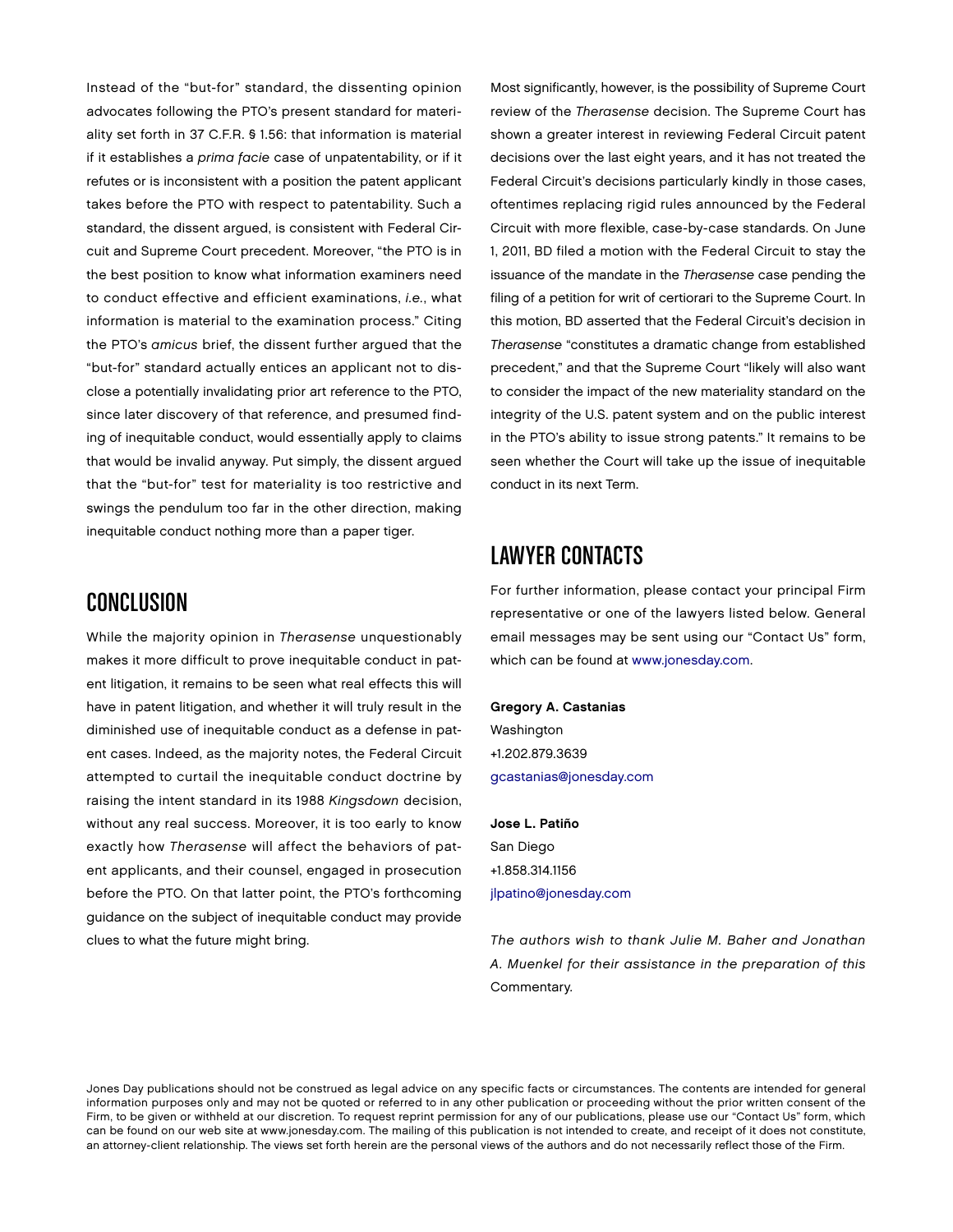Instead of the "but-for" standard, the dissenting opinion advocates following the PTO's present standard for materiality set forth in 37 C.F.R. § 1.56: that information is material if it establishes a *prima facie* case of unpatentability, or if it refutes or is inconsistent with a position the patent applicant takes before the PTO with respect to patentability. Such a standard, the dissent argued, is consistent with Federal Circuit and Supreme Court precedent. Moreover, "the PTO is in the best position to know what information examiners need to conduct effective and efficient examinations, *i.e.*, what information is material to the examination process." Citing the PTO's *amicus* brief, the dissent further argued that the "but-for" standard actually entices an applicant not to disclose a potentially invalidating prior art reference to the PTO, since later discovery of that reference, and presumed finding of inequitable conduct, would essentially apply to claims that would be invalid anyway. Put simply, the dissent argued that the "but-for" test for materiality is too restrictive and swings the pendulum too far in the other direction, making inequitable conduct nothing more than a paper tiger.

## CONCLUSION

While the majority opinion in *Therasense* unquestionably makes it more difficult to prove inequitable conduct in patent litigation, it remains to be seen what real effects this will have in patent litigation, and whether it will truly result in the diminished use of inequitable conduct as a defense in patent cases. Indeed, as the majority notes, the Federal Circuit attempted to curtail the inequitable conduct doctrine by raising the intent standard in its 1988 *Kingsdown* decision, without any real success. Moreover, it is too early to know exactly how *Therasense* will affect the behaviors of patent applicants, and their counsel, engaged in prosecution before the PTO. On that latter point, the PTO's forthcoming guidance on the subject of inequitable conduct may provide clues to what the future might bring.

Most significantly, however, is the possibility of Supreme Court review of the *Therasense* decision. The Supreme Court has shown a greater interest in reviewing Federal Circuit patent decisions over the last eight years, and it has not treated the Federal Circuit's decisions particularly kindly in those cases, oftentimes replacing rigid rules announced by the Federal Circuit with more flexible, case-by-case standards. On June 1, 2011, BD filed a motion with the Federal Circuit to stay the issuance of the mandate in the *Therasense* case pending the filing of a petition for writ of certiorari to the Supreme Court. In this motion, BD asserted that the Federal Circuit's decision in *Therasense* "constitutes a dramatic change from established precedent," and that the Supreme Court "likely will also want to consider the impact of the new materiality standard on the integrity of the U.S. patent system and on the public interest in the PTO's ability to issue strong patents." It remains to be seen whether the Court will take up the issue of inequitable conduct in its next Term.

## LAWYER CONTACTS

For further information, please contact your principal Firm representative or one of the lawyers listed below. General email messages may be sent using our "Contact Us" form, which can be found at www.jonesday.com.

**Gregory A. Castanias**
Washington
+1.202.879.3639
gcastanias@jonesday.com

**Jose L. Patiño**
San Diego
+1.858.314.1156
jlpatino@jonesday.com

*The authors wish to thank Julie M. Baher and Jonathan A. Muenkel for their assistance in the preparation of this* Commentary.

Jones Day publications should not be construed as legal advice on any specific facts or circumstances. The contents are intended for general information purposes only and may not be quoted or referred to in any other publication or proceeding without the prior written consent of the Firm, to be given or withheld at our discretion. To request reprint permission for any of our publications, please use our "Contact Us" form, which can be found on our web site at www.jonesday.com. The mailing of this publication is not intended to create, and receipt of it does not constitute, an attorney-client relationship. The views set forth herein are the personal views of the authors and do not necessarily reflect those of the Firm.